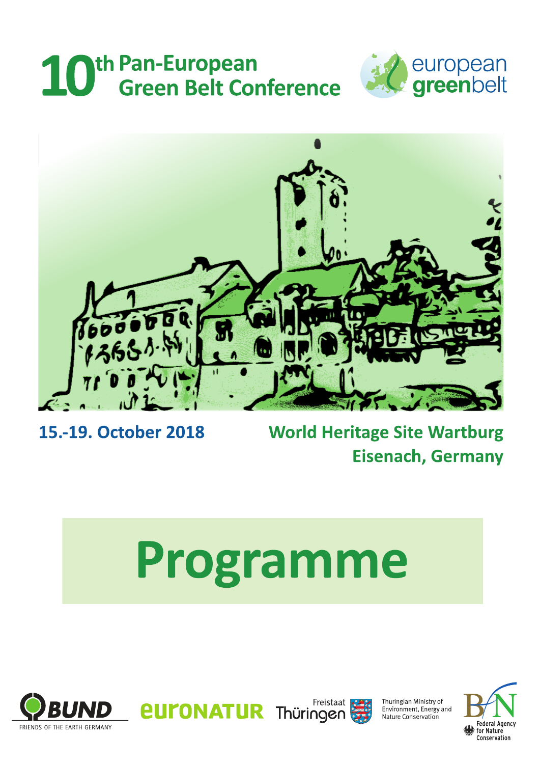# 10th Pan-European Green Belt Conference

european greenbelt

15.-19. October 2018

World Heritage Site Wartburg
Eisenach, Germany

# Programme

BUND FRIENDS OF THE EARTH GERMANY

EURONATUR

Freistaat Thüringen

Thuringian Ministry of Environment, Energy and Nature Conservation

BfN Federal Agency for Nature Conservation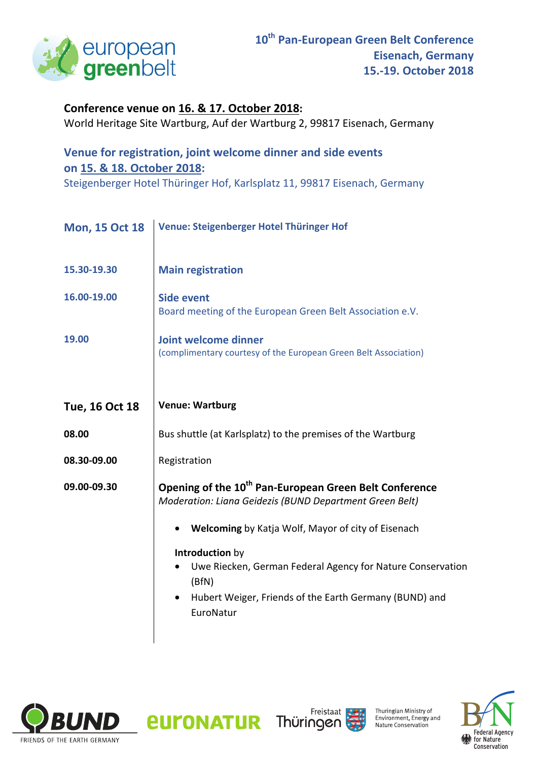**10th Pan-European Green Belt Conference**
**Eisenach, Germany**
**15.-19. October 2018**

**Conference venue on 16. & 17. October 2018:**
World Heritage Site Wartburg, Auf der Wartburg 2, 99817 Eisenach, Germany

**Venue for registration, joint welcome dinner and side events on 15. & 18. October 2018:**
Steigenberger Hotel Thüringer Hof, Karlsplatz 11, 99817 Eisenach, Germany

## Mon, 15 Oct 18

**Venue: Steigenberger Hotel Thüringer Hof**

**15.30-19.30** — **Main registration**

**16.00-19.00** — **Side event**
Board meeting of the European Green Belt Association e.V.

**19.00** — **Joint welcome dinner**
(complimentary courtesy of the European Green Belt Association)

## Tue, 16 Oct 18

**Venue: Wartburg**

**08.00** — Bus shuttle (at Karlsplatz) to the premises of the Wartburg

**08.30-09.00** — Registration

**09.00-09.30** — **Opening of the 10th Pan-European Green Belt Conference**
*Moderation: Liana Geidezis (BUND Department Green Belt)*

- **Welcoming** by Katja Wolf, Mayor of city of Eisenach

**Introduction** by

- Uwe Riecken, German Federal Agency for Nature Conservation (BfN)
- Hubert Weiger, Friends of the Earth Germany (BUND) and EuroNatur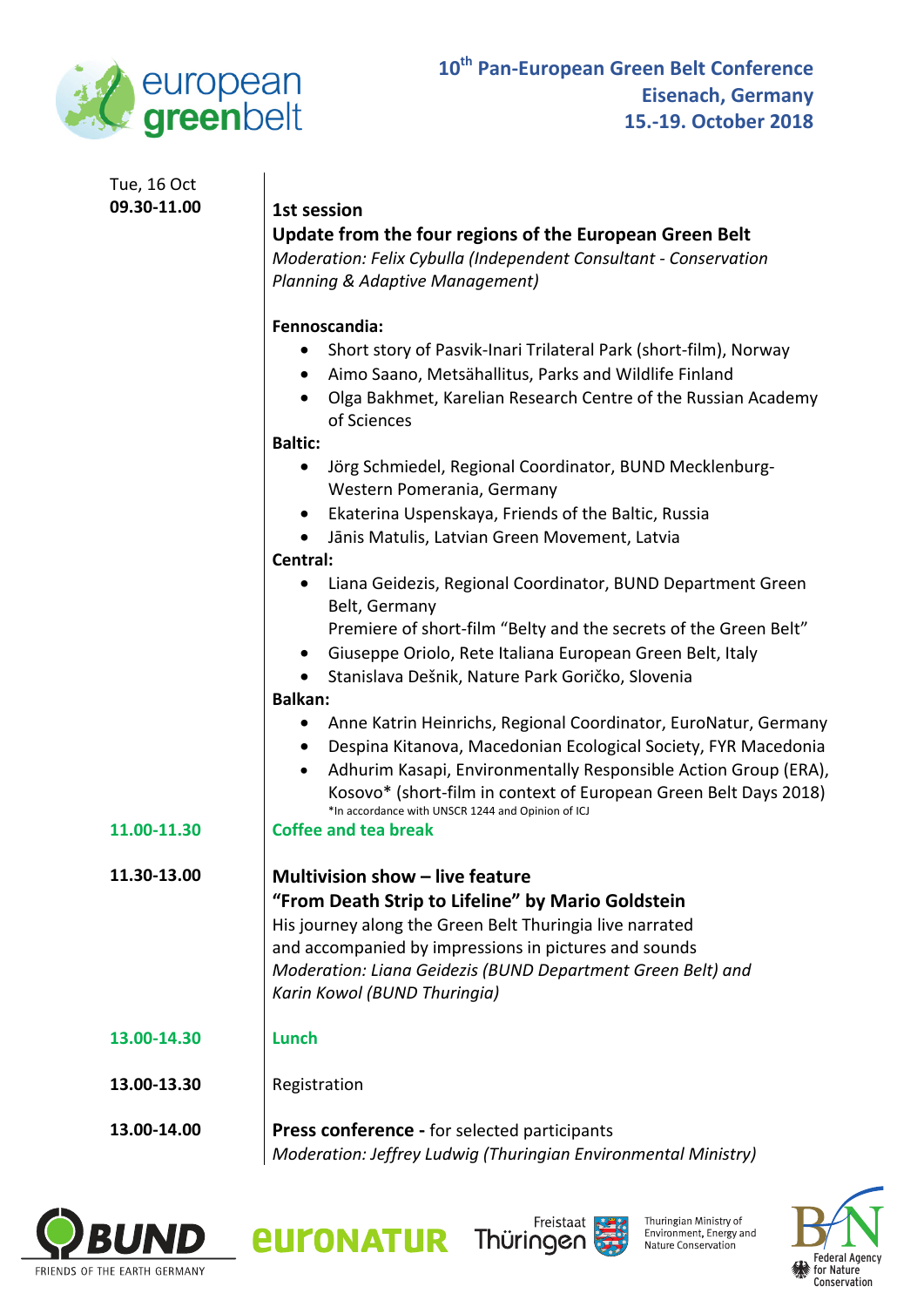**10th Pan-European Green Belt Conference**
**Eisenach, Germany**
**15.-19. October 2018**

Tue, 16 Oct

**09.30-11.00**

**1st session**
**Update from the four regions of the European Green Belt**
*Moderation: Felix Cybulla (Independent Consultant - Conservation Planning & Adaptive Management)*

**Fennoscandia:**

- Short story of Pasvik-Inari Trilateral Park (short-film), Norway
- Aimo Saano, Metsähallitus, Parks and Wildlife Finland
- Olga Bakhmet, Karelian Research Centre of the Russian Academy of Sciences

**Baltic:**

- Jörg Schmiedel, Regional Coordinator, BUND Mecklenburg-Western Pomerania, Germany
- Ekaterina Uspenskaya, Friends of the Baltic, Russia
- Jānis Matulis, Latvian Green Movement, Latvia

**Central:**

- Liana Geidezis, Regional Coordinator, BUND Department Green Belt, Germany
  Premiere of short-film "Belty and the secrets of the Green Belt"
- Giuseppe Oriolo, Rete Italiana European Green Belt, Italy
- Stanislava Dešnik, Nature Park Goričko, Slovenia

**Balkan:**

- Anne Katrin Heinrichs, Regional Coordinator, EuroNatur, Germany
- Despina Kitanova, Macedonian Ecological Society, FYR Macedonia
- Adhurim Kasapi, Environmentally Responsible Action Group (ERA), Kosovo* (short-film in context of European Green Belt Days 2018)

*In accordance with UNSCR 1244 and Opinion of ICJ

**11.00-11.30** **Coffee and tea break**

**11.30-13.00**

**Multivision show – live feature**
**"From Death Strip to Lifeline" by Mario Goldstein**
His journey along the Green Belt Thuringia live narrated and accompanied by impressions in pictures and sounds
*Moderation: Liana Geidezis (BUND Department Green Belt) and Karin Kowol (BUND Thuringia)*

**13.00-14.30** **Lunch**

**13.00-13.30** Registration

**13.00-14.00** **Press conference -** for selected participants
*Moderation: Jeffrey Ludwig (Thuringian Environmental Ministry)*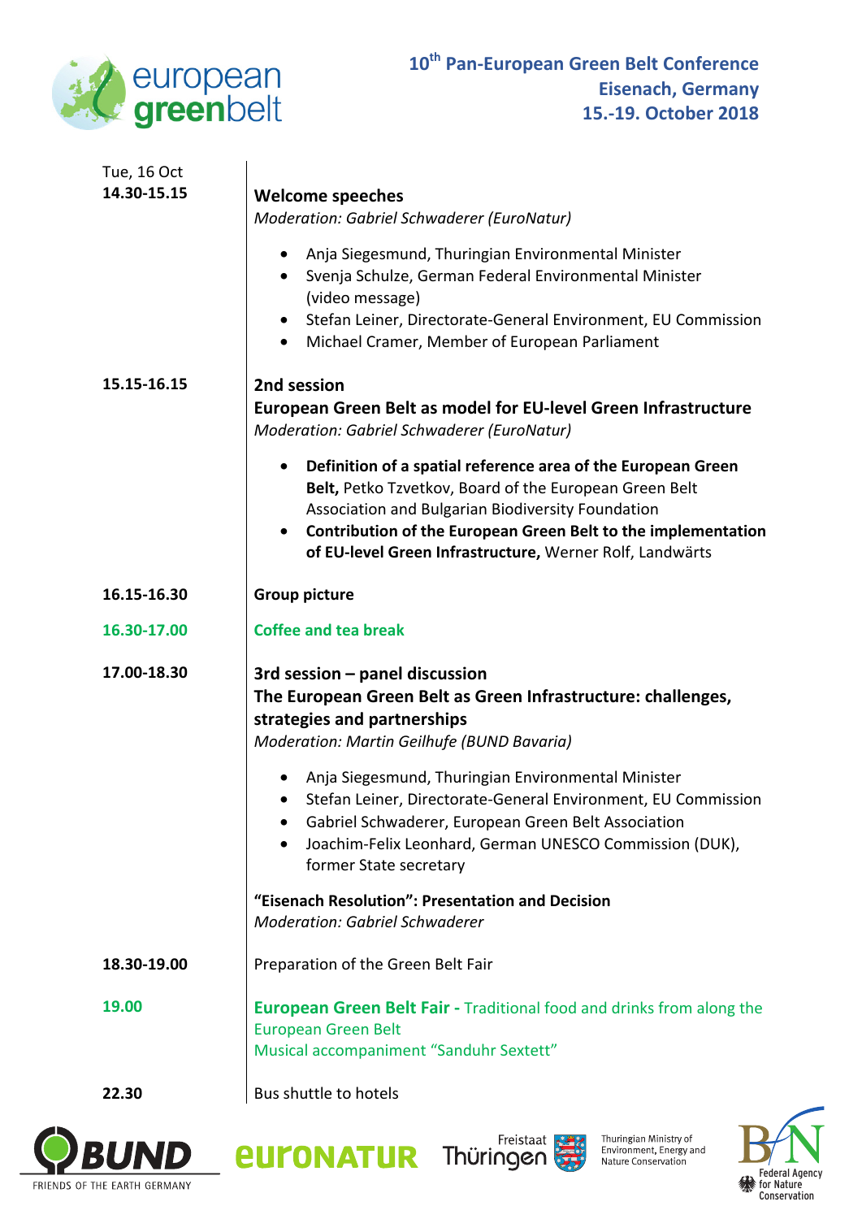**10th Pan-European Green Belt Conference**
**Eisenach, Germany**
**15.-19. October 2018**

| | |
|---|---|
| Tue, 16 Oct<br>**14.30-15.15** | **Welcome speeches**<br>*Moderation: Gabriel Schwaderer (EuroNatur)*<br>• Anja Siegesmund, Thuringian Environmental Minister<br>• Svenja Schulze, German Federal Environmental Minister (video message)<br>• Stefan Leiner, Directorate-General Environment, EU Commission<br>• Michael Cramer, Member of European Parliament |
| **15.15-16.15** | **2nd session**<br>**European Green Belt as model for EU-level Green Infrastructure**<br>*Moderation: Gabriel Schwaderer (EuroNatur)*<br>• **Definition of a spatial reference area of the European Green Belt,** Petko Tzvetkov, Board of the European Green Belt Association and Bulgarian Biodiversity Foundation<br>• **Contribution of the European Green Belt to the implementation of EU-level Green Infrastructure,** Werner Rolf, Landwärts |
| **16.15-16.30** | **Group picture** |
| **16.30-17.00** | **Coffee and tea break** |
| **17.00-18.30** | **3rd session – panel discussion**<br>**The European Green Belt as Green Infrastructure: challenges, strategies and partnerships**<br>*Moderation: Martin Geilhufe (BUND Bavaria)*<br>• Anja Siegesmund, Thuringian Environmental Minister<br>• Stefan Leiner, Directorate-General Environment, EU Commission<br>• Gabriel Schwaderer, European Green Belt Association<br>• Joachim-Felix Leonhard, German UNESCO Commission (DUK), former State secretary<br><br>**"Eisenach Resolution": Presentation and Decision**<br>*Moderation: Gabriel Schwaderer* |
| **18.30-19.00** | Preparation of the Green Belt Fair |
| **19.00** | **European Green Belt Fair -** Traditional food and drinks from along the European Green Belt<br>Musical accompaniment "Sanduhr Sextett" |
| **22.30** | Bus shuttle to hotels |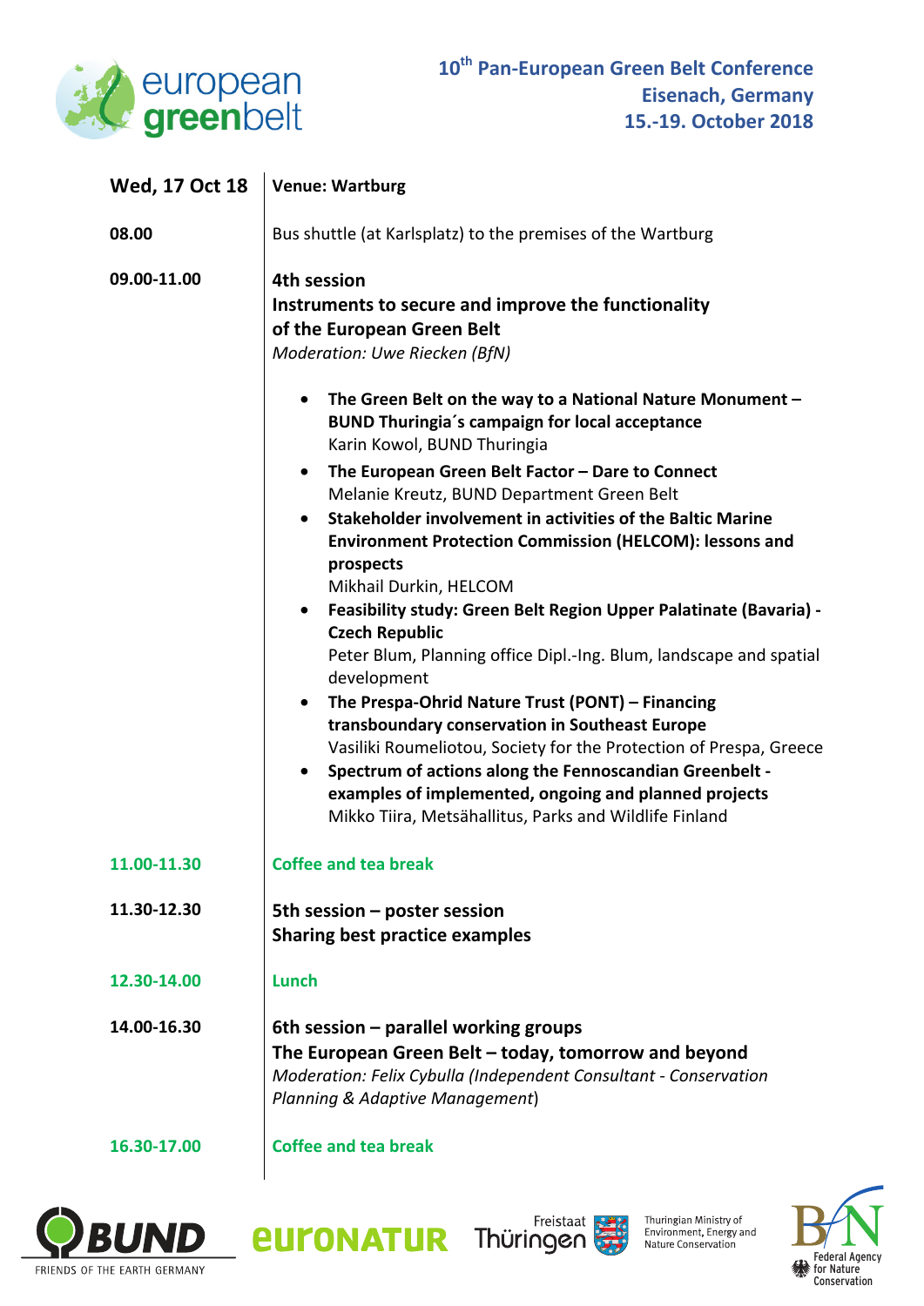**10th Pan-European Green Belt Conference**
**Eisenach, Germany**
**15.-19. October 2018**

| **Wed, 17 Oct 18** | **Venue: Wartburg** |
|---|---|
| **08.00** | Bus shuttle (at Karlsplatz) to the premises of the Wartburg |
| **09.00-11.00** | **4th session**<br>**Instruments to secure and improve the functionality of the European Green Belt**<br>*Moderation: Uwe Riecken (BfN)*<br><br>• **The Green Belt on the way to a National Nature Monument – BUND Thuringia´s campaign for local acceptance**<br>Karin Kowol, BUND Thuringia<br>• **The European Green Belt Factor – Dare to Connect**<br>Melanie Kreutz, BUND Department Green Belt<br>• **Stakeholder involvement in activities of the Baltic Marine Environment Protection Commission (HELCOM): lessons and prospects**<br>Mikhail Durkin, HELCOM<br>• **Feasibility study: Green Belt Region Upper Palatinate (Bavaria) - Czech Republic**<br>Peter Blum, Planning office Dipl.-Ing. Blum, landscape and spatial development<br>• **The Prespa-Ohrid Nature Trust (PONT) – Financing transboundary conservation in Southeast Europe**<br>Vasiliki Roumeliotou, Society for the Protection of Prespa, Greece<br>• **Spectrum of actions along the Fennoscandian Greenbelt - examples of implemented, ongoing and planned projects**<br>Mikko Tiira, Metsähallitus, Parks and Wildlife Finland |
| **11.00-11.30** | **Coffee and tea break** |
| **11.30-12.30** | **5th session – poster session**<br>**Sharing best practice examples** |
| **12.30-14.00** | **Lunch** |
| **14.00-16.30** | **6th session – parallel working groups**<br>**The European Green Belt – today, tomorrow and beyond**<br>*Moderation: Felix Cybulla (Independent Consultant - Conservation Planning & Adaptive Management)* |
| **16.30-17.00** | **Coffee and tea break** |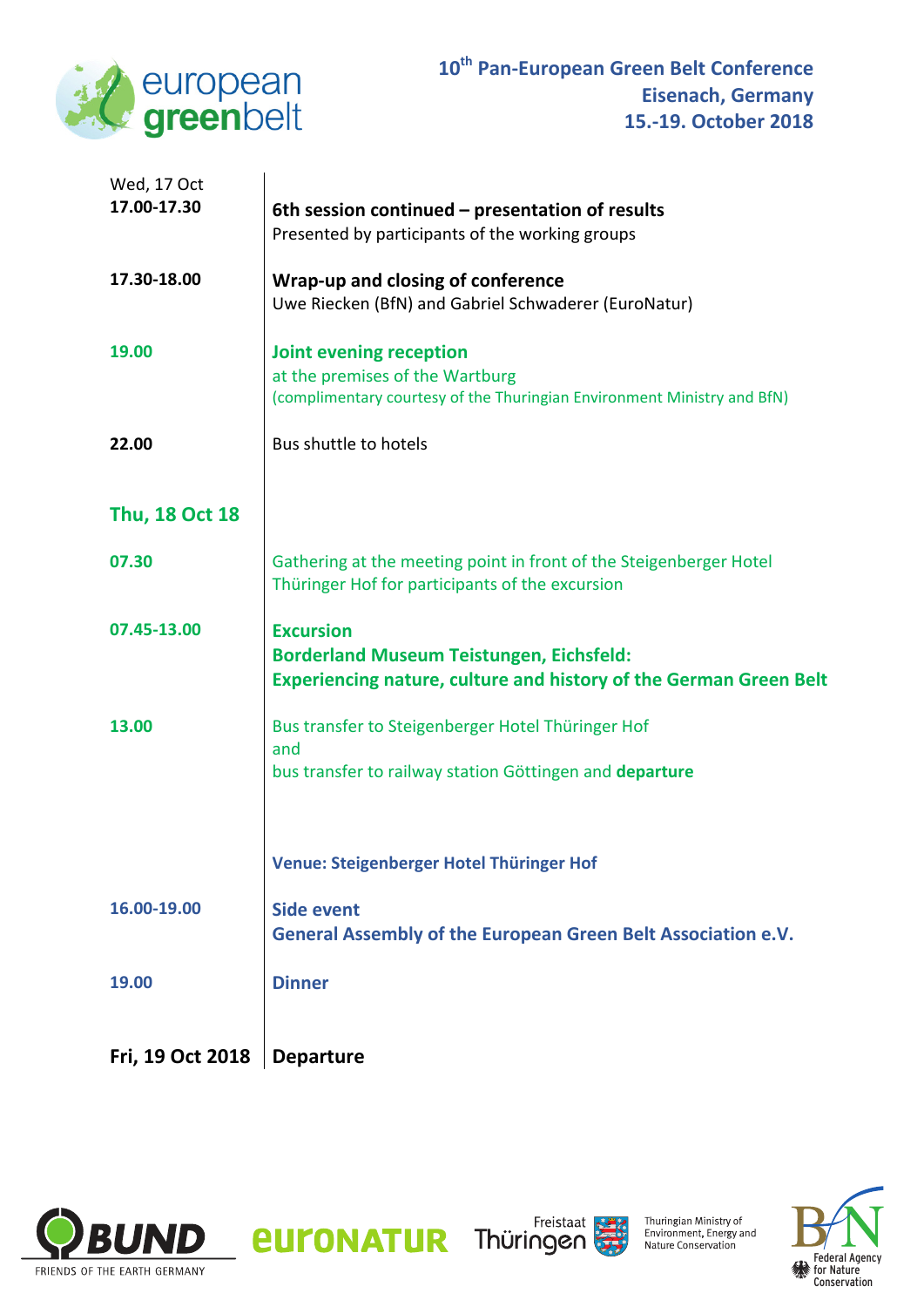**10th Pan-European Green Belt Conference**
**Eisenach, Germany**
**15.-19. October 2018**

| | |
|---|---|
| Wed, 17 Oct **17.00-17.30** | **6th session continued – presentation of results** Presented by participants of the working groups |
| **17.30-18.00** | **Wrap-up and closing of conference** Uwe Riecken (BfN) and Gabriel Schwaderer (EuroNatur) |
| **19.00** | **Joint evening reception** at the premises of the Wartburg (complimentary courtesy of the Thuringian Environment Ministry and BfN) |
| **22.00** | Bus shuttle to hotels |
| **Thu, 18 Oct 18** | |
| **07.30** | Gathering at the meeting point in front of the Steigenberger Hotel Thüringer Hof for participants of the excursion |
| **07.45-13.00** | **Excursion** **Borderland Museum Teistungen, Eichsfeld:** **Experiencing nature, culture and history of the German Green Belt** |
| **13.00** | Bus transfer to Steigenberger Hotel Thüringer Hof and bus transfer to railway station Göttingen and **departure** |
| | **Venue: Steigenberger Hotel Thüringer Hof** |
| **16.00-19.00** | **Side event** **General Assembly of the European Green Belt Association e.V.** |
| **19.00** | **Dinner** |
| **Fri, 19 Oct 2018** | **Departure** |

BUND FRIENDS OF THE EARTH GERMANY · EURONATUR · Freistaat Thüringen – Thuringian Ministry of Environment, Energy and Nature Conservation · BfN Federal Agency for Nature Conservation